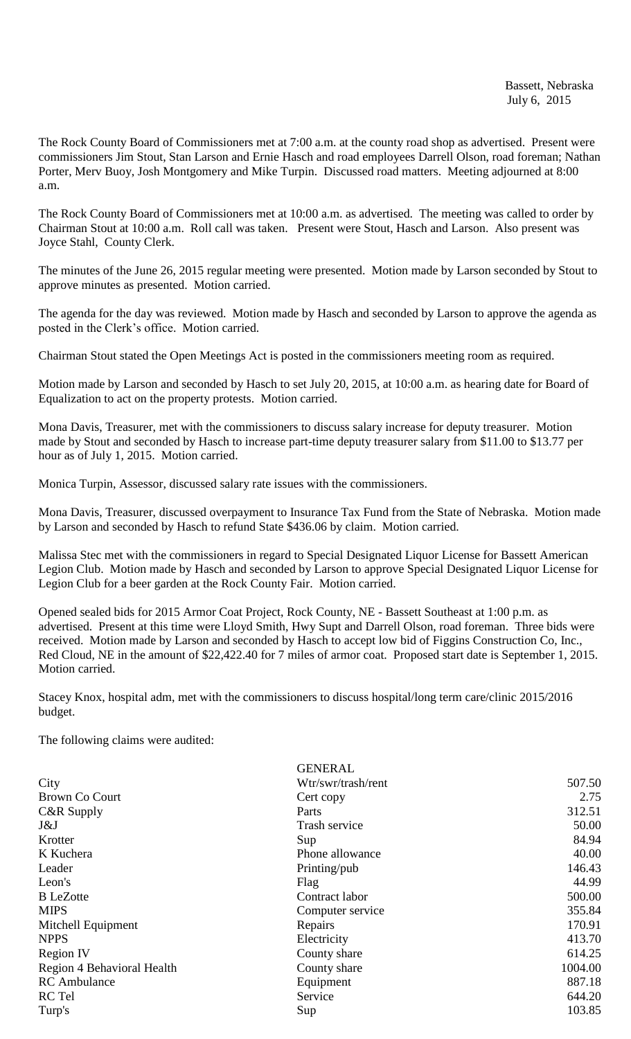Bassett, Nebraska
July 6, 2015

The Rock County Board of Commissioners met at 7:00 a.m. at the county road shop as advertised. Present were commissioners Jim Stout, Stan Larson and Ernie Hasch and road employees Darrell Olson, road foreman; Nathan Porter, Merv Buoy, Josh Montgomery and Mike Turpin. Discussed road matters. Meeting adjourned at 8:00 a.m.

The Rock County Board of Commissioners met at 10:00 a.m. as advertised. The meeting was called to order by Chairman Stout at 10:00 a.m. Roll call was taken. Present were Stout, Hasch and Larson. Also present was Joyce Stahl, County Clerk.

The minutes of the June 26, 2015 regular meeting were presented. Motion made by Larson seconded by Stout to approve minutes as presented. Motion carried.

The agenda for the day was reviewed. Motion made by Hasch and seconded by Larson to approve the agenda as posted in the Clerk's office. Motion carried.

Chairman Stout stated the Open Meetings Act is posted in the commissioners meeting room as required.

Motion made by Larson and seconded by Hasch to set July 20, 2015, at 10:00 a.m. as hearing date for Board of Equalization to act on the property protests. Motion carried.

Mona Davis, Treasurer, met with the commissioners to discuss salary increase for deputy treasurer. Motion made by Stout and seconded by Hasch to increase part-time deputy treasurer salary from $11.00 to $13.77 per hour as of July 1, 2015. Motion carried.

Monica Turpin, Assessor, discussed salary rate issues with the commissioners.

Mona Davis, Treasurer, discussed overpayment to Insurance Tax Fund from the State of Nebraska. Motion made by Larson and seconded by Hasch to refund State $436.06 by claim. Motion carried.

Malissa Stec met with the commissioners in regard to Special Designated Liquor License for Bassett American Legion Club. Motion made by Hasch and seconded by Larson to approve Special Designated Liquor License for Legion Club for a beer garden at the Rock County Fair. Motion carried.

Opened sealed bids for 2015 Armor Coat Project, Rock County, NE - Bassett Southeast at 1:00 p.m. as advertised. Present at this time were Lloyd Smith, Hwy Supt and Darrell Olson, road foreman. Three bids were received. Motion made by Larson and seconded by Hasch to accept low bid of Figgins Construction Co, Inc., Red Cloud, NE in the amount of $22,422.40 for 7 miles of armor coat. Proposed start date is September 1, 2015. Motion carried.

Stacey Knox, hospital adm, met with the commissioners to discuss hospital/long term care/clinic 2015/2016 budget.

The following claims were audited:

| | GENERAL | |
|---|---|---|
| City | Wtr/swr/trash/rent | 507.50 |
| Brown Co Court | Cert copy | 2.75 |
| C&R Supply | Parts | 312.51 |
| J&J | Trash service | 50.00 |
| Krotter | Sup | 84.94 |
| K Kuchera | Phone allowance | 40.00 |
| Leader | Printing/pub | 146.43 |
| Leon's | Flag | 44.99 |
| B LeZotte | Contract labor | 500.00 |
| MIPS | Computer service | 355.84 |
| Mitchell Equipment | Repairs | 170.91 |
| NPPS | Electricity | 413.70 |
| Region IV | County share | 614.25 |
| Region 4 Behavioral Health | County share | 1004.00 |
| RC Ambulance | Equipment | 887.18 |
| RC Tel | Service | 644.20 |
| Turp's | Sup | 103.85 |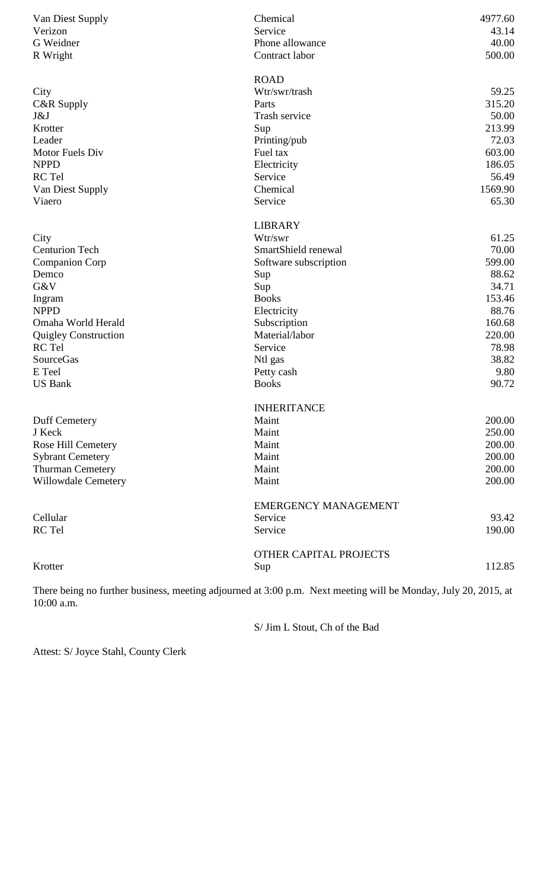| | | |
|---|---|---|
| Van Diest Supply | Chemical | 4977.60 |
| Verizon | Service | 43.14 |
| G Weidner | Phone allowance | 40.00 |
| R Wright | Contract labor | 500.00 |
| | ROAD | |
| City | Wtr/swr/trash | 59.25 |
| C&R Supply | Parts | 315.20 |
| J&J | Trash service | 50.00 |
| Krotter | Sup | 213.99 |
| Leader | Printing/pub | 72.03 |
| Motor Fuels Div | Fuel tax | 603.00 |
| NPPD | Electricity | 186.05 |
| RC Tel | Service | 56.49 |
| Van Diest Supply | Chemical | 1569.90 |
| Viaero | Service | 65.30 |
| | LIBRARY | |
| City | Wtr/swr | 61.25 |
| Centurion Tech | SmartShield renewal | 70.00 |
| Companion Corp | Software subscription | 599.00 |
| Demco | Sup | 88.62 |
| G&V | Sup | 34.71 |
| Ingram | Books | 153.46 |
| NPPD | Electricity | 88.76 |
| Omaha World Herald | Subscription | 160.68 |
| Quigley Construction | Material/labor | 220.00 |
| RC Tel | Service | 78.98 |
| SourceGas | Ntl gas | 38.82 |
| E Teel | Petty cash | 9.80 |
| US Bank | Books | 90.72 |
| | INHERITANCE | |
| Duff Cemetery | Maint | 200.00 |
| J Keck | Maint | 250.00 |
| Rose Hill Cemetery | Maint | 200.00 |
| Sybrant Cemetery | Maint | 200.00 |
| Thurman Cemetery | Maint | 200.00 |
| Willowdale Cemetery | Maint | 200.00 |
| | EMERGENCY MANAGEMENT | |
| Cellular | Service | 93.42 |
| RC Tel | Service | 190.00 |
| | OTHER CAPITAL PROJECTS | |
| Krotter | Sup | 112.85 |

There being no further business, meeting adjourned at 3:00 p.m. Next meeting will be Monday, July 20, 2015, at 10:00 a.m.

S/ Jim L Stout, Ch of the Bad

Attest: S/ Joyce Stahl, County Clerk